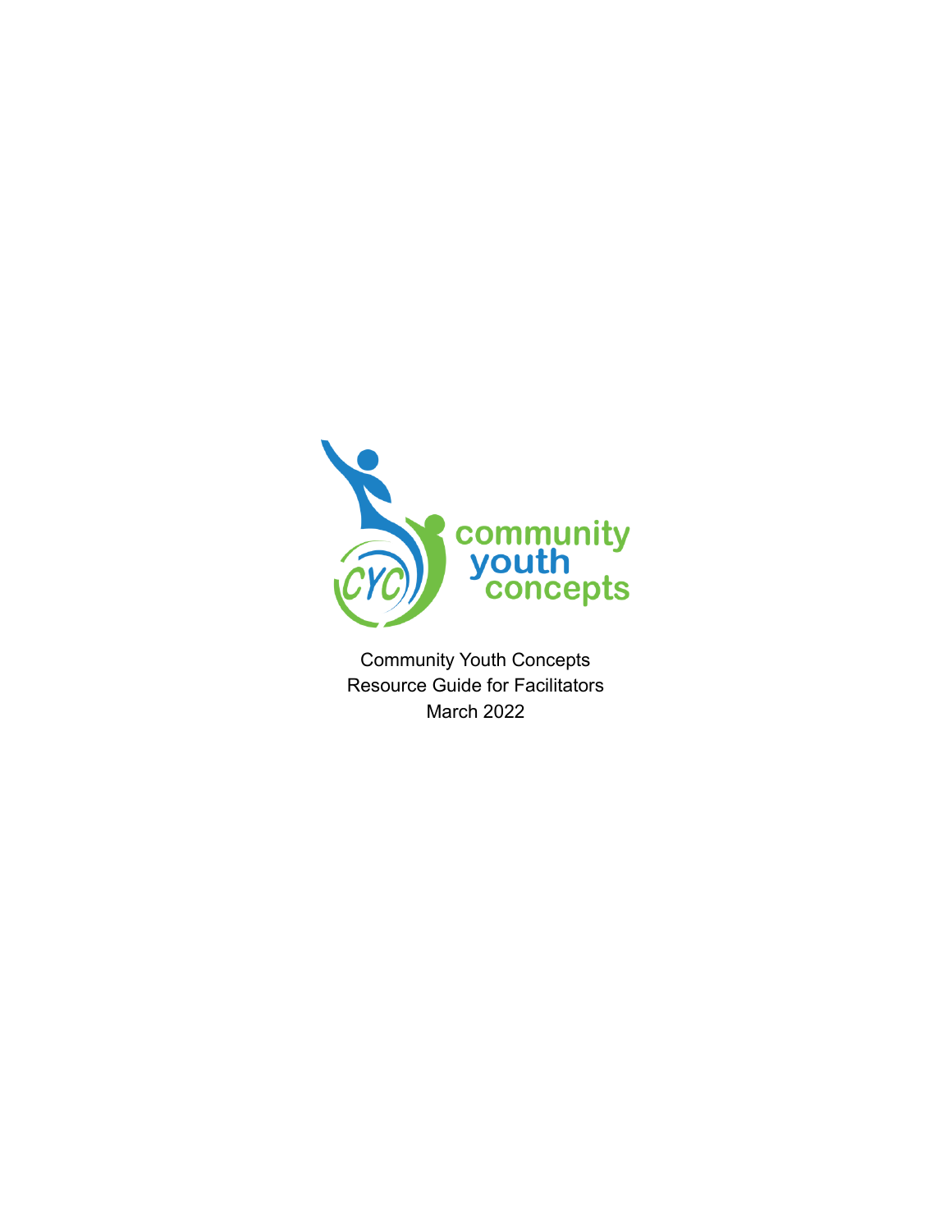community youth concepts

Community Youth Concepts
Resource Guide for Facilitators
March 2022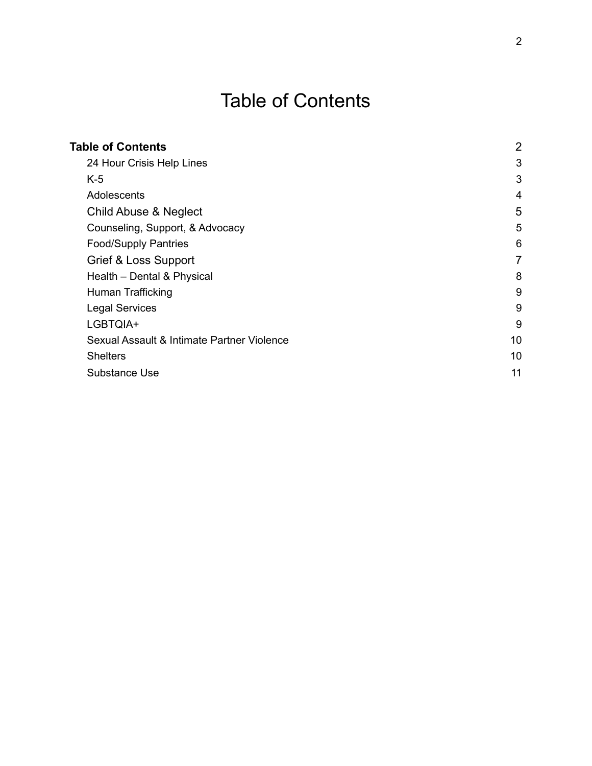# Table of Contents

| | |
|---|---|
| **Table of Contents** | 2 |
| 24 Hour Crisis Help Lines | 3 |
| K-5 | 3 |
| Adolescents | 4 |
| Child Abuse & Neglect | 5 |
| Counseling, Support, & Advocacy | 5 |
| Food/Supply Pantries | 6 |
| Grief & Loss Support | 7 |
| Health – Dental & Physical | 8 |
| Human Trafficking | 9 |
| Legal Services | 9 |
| LGBTQIA+ | 9 |
| Sexual Assault & Intimate Partner Violence | 10 |
| Shelters | 10 |
| Substance Use | 11 |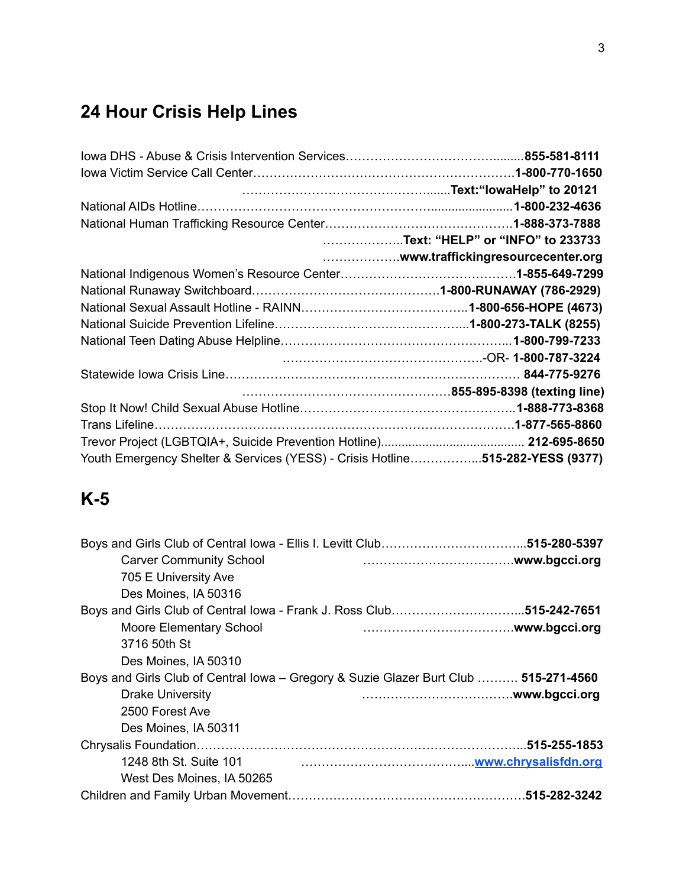## 24 Hour Crisis Help Lines

Iowa DHS - Abuse & Crisis Intervention Services……………………………………........**855-581-8111**
Iowa Victim Service Call Center…………………………………………………………**1-800-770-1650**
……………………………………….......**Text:"IowaHelp" to 20121**
National AIDs Hotline………………………………………………........................**1-800-232-4636**
National Human Trafficking Resource Center………………………………………**1-888-373-7888**
………………..**Text: "HELP" or "INFO" to 233733**
……………….**www.traffickingresourcecenter.org**
National Indigenous Women's Resource Center……………………………………**1-855-649-7299**
National Runaway Switchboard………………………………………**1-800-RUNAWAY (786-2929)**
National Sexual Assault Hotline - RAINN…………………………………..**1-800-656-HOPE (4673)**
National Suicide Prevention Lifeline………………………………………...**1-800-273-TALK (8255)**
National Teen Dating Abuse Helpline…………………………………………………...**1-800-799-7233**
…………………………………………-OR- **1-800-787-3224**
Statewide Iowa Crisis Line……………………………………………………………… **844-775-9276**
……………………………………………**855-895-8398 (texting line)**
Stop It Now! Child Sexual Abuse Hotline……………………………………………..**1-888-773-8368**
Trans Lifeline……………………………………………………………………………**1-877-565-8860**
Trevor Project (LGBTQIA+, Suicide Prevention Hotline)......................................... **212-695-8650**
Youth Emergency Shelter & Services (YESS) - Crisis Hotline……………...**515-282-YESS (9377)**

## K-5

Boys and Girls Club of Central Iowa - Ellis I. Levitt Club……………………………...**515-280-5397**
Carver Community School ……………………………….**www.bgcci.org**
705 E University Ave
Des Moines, IA 50316

Boys and Girls Club of Central Iowa - Frank J. Ross Club…………………………...**515-242-7651**
Moore Elementary School ……………………………….**www.bgcci.org**
3716 50th St
Des Moines, IA 50310

Boys and Girls Club of Central Iowa – Gregory & Suzie Glazer Burt Club ………. **515-271-4560**
Drake University ……………………………….**www.bgcci.org**
2500 Forest Ave
Des Moines, IA 50311

Chrysalis Foundation……………………………………………………………………...**515-255-1853**
1248 8th St. Suite 101 …………………………………...**www.chrysalisfdn.org**
West Des Moines, IA 50265

Children and Family Urban Movement…………………………………………………**515-282-3242**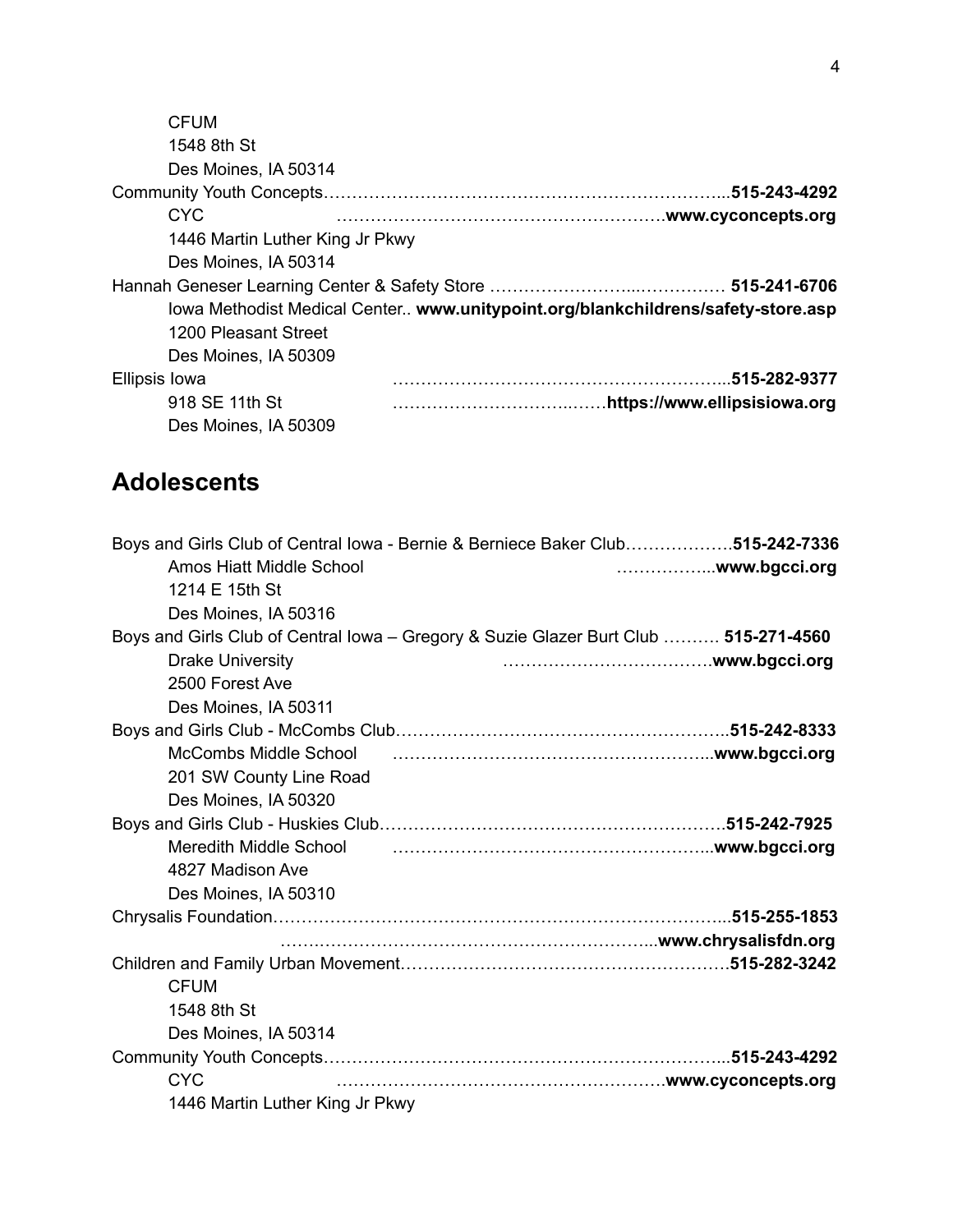CFUM
1548 8th St
Des Moines, IA 50314

Community Youth Concepts…………………………………………………………...**515-243-4292**
CYC ………………………………………………….**www.cyconcepts.org**
1446 Martin Luther King Jr Pkwy
Des Moines, IA 50314

Hannah Geneser Learning Center & Safety Store …………………...…………… **515-241-6706**
Iowa Methodist Medical Center.. **www.unitypoint.org/blankchildrens/safety-store.asp**
1200 Pleasant Street
Des Moines, IA 50309

Ellipsis Iowa ……………………………………………………...**515-282-9377**
918 SE 11th St ……………………………..……**https://www.ellipsisiowa.org**
Des Moines, IA 50309

## Adolescents

Boys and Girls Club of Central Iowa - Bernie & Berniece Baker Club……………….**515-242-7336**
Amos Hiatt Middle School ……………...**www.bgcci.org**
1214 E 15th St
Des Moines, IA 50316

Boys and Girls Club of Central Iowa – Gregory & Suzie Glazer Burt Club ………. **515-271-4560**
Drake University ……………………………….**www.bgcci.org**
2500 Forest Ave
Des Moines, IA 50311

Boys and Girls Club - McCombs Club…………………………………………………..**515-242-8333**
McCombs Middle School ………………………………………………...**www.bgcci.org**
201 SW County Line Road
Des Moines, IA 50320

Boys and Girls Club - Huskies Club…………………………………………………….**515-242-7925**
Meredith Middle School ………………………………………………...**www.bgcci.org**
4827 Madison Ave
Des Moines, IA 50310

Chrysalis Foundation…………………………………………………………………...**515-255-1853**
……………………………………………………...**www.chrysalisfdn.org**

Children and Family Urban Movement…………………………………………………**515-282-3242**
CFUM
1548 8th St
Des Moines, IA 50314

Community Youth Concepts…………………………………………………………...**515-243-4292**
CYC ………………………………………………….**www.cyconcepts.org**
1446 Martin Luther King Jr Pkwy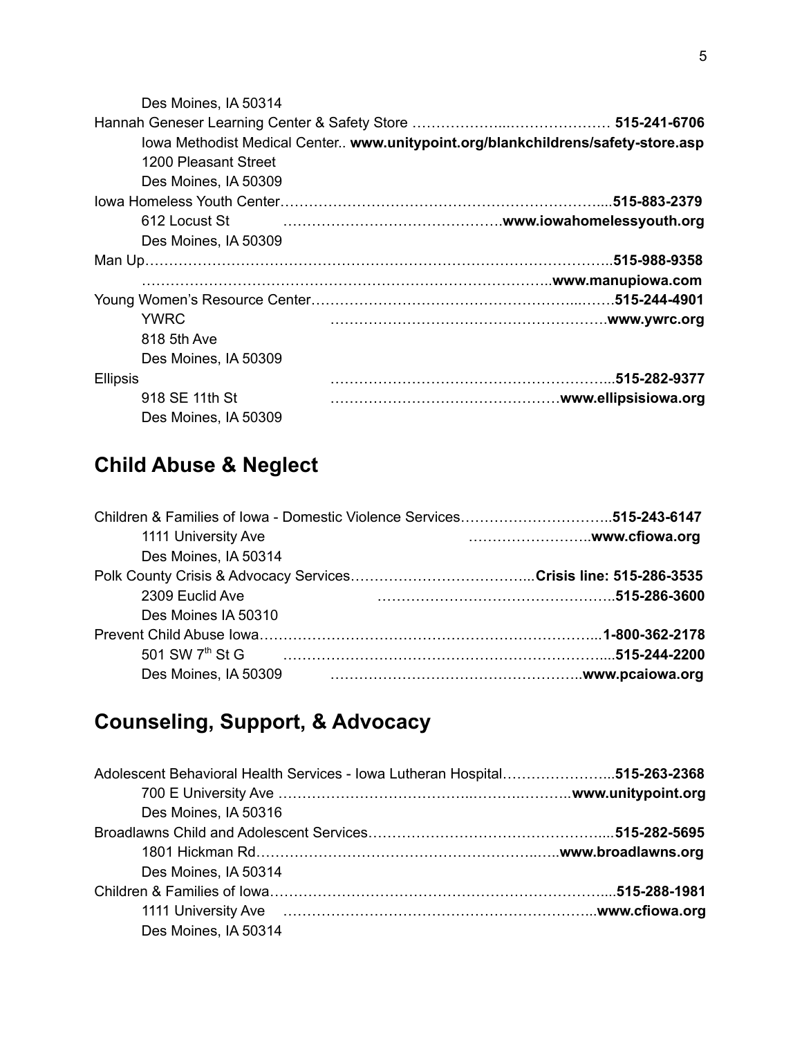Des Moines, IA 50314

Hannah Geneser Learning Center & Safety Store ………………..………………… **515-241-6706**

Iowa Methodist Medical Center.. **www.unitypoint.org/blankchildrens/safety-store.asp**

1200 Pleasant Street

Des Moines, IA 50309

Iowa Homeless Youth Center……………………………………………………….....**515-883-2379**

612 Locust St ……………………………………….**www.iowahomelessyouth.org**

Des Moines, IA 50309

Man Up……………………………………………………………………………….**515-988-9358**

……………………………………………………………………….**www.manupiowa.com**

Young Women's Resource Center……………………………………………...……**515-244-4901**

YWRC ………………………………………………….**www.ywrc.org**

818 5th Ave

Des Moines, IA 50309

Ellipsis …………………………………………………...**515-282-9377**

918 SE 11th St ………………………………………**www.ellipsisiowa.org**

Des Moines, IA 50309

## Child Abuse & Neglect

Children & Families of Iowa - Domestic Violence Services…………………………..**515-243-6147**

1111 University Ave ……………………..**www.cfiowa.org**

Des Moines, IA 50314

Polk County Crisis & Advocacy Services………………………………...**Crisis line: 515-286-3535**

2309 Euclid Ave …………………………………………..**515-286-3600**

Des Moines IA 50310

Prevent Child Abuse Iowa……………………………………………………………...**1-800-362-2178**

501 SW 7th St G ………………………………………………………….....**515-244-2200**

Des Moines, IA 50309 ……………………………………………..**www.pcaiowa.org**

## Counseling, Support, & Advocacy

Adolescent Behavioral Health Services - Iowa Lutheran Hospital…………………..**515-263-2368**

700 E University Ave …………………………………..……..………..**www.unitypoint.org**

Des Moines, IA 50316

Broadlawns Child and Adolescent Services…………………………………………....**515-282-5695**

1801 Hickman Rd…………………………………………………..…..**www.broadlawns.org**

Des Moines, IA 50314

Children & Families of Iowa……………………………………………………………...**515-288-1981**

1111 University Ave ……………………………………………………..**www.cfiowa.org**

Des Moines, IA 50314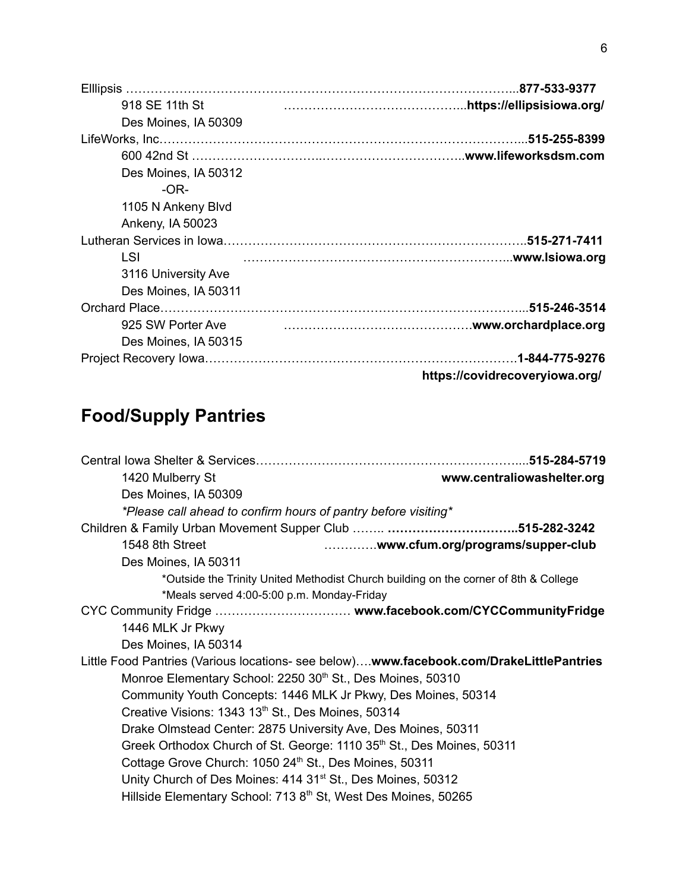Elllipsis ……………………………………………………………………………………..**877-533-9377**
918 SE 11th St ……………………………………..**https://ellipsisiowa.org/**
Des Moines, IA 50309

LifeWorks, Inc……………………………………………………………………………...**515-255-8399**
600 42nd St ……………………….……………………………..**www.lifeworksdsm.com**
Des Moines, IA 50312
-OR-
1105 N Ankeny Blvd
Ankeny, IA 50023

Lutheran Services in Iowa………………………………………………………………..**515-271-7411**
LSI …………………………………………………………..**www.lsiowa.org**
3116 University Ave
Des Moines, IA 50311

Orchard Place……………………………………………………………………………...**515-246-3514**
925 SW Porter Ave ………………………………………**www.orchardplace.org**
Des Moines, IA 50315

Project Recovery Iowa…………………………………………………………………**1-844-775-9276**
**https://covidrecoveryiowa.org/**

# Food/Supply Pantries

Central Iowa Shelter & Services………………………………………………………....**515-284-5719**
1420 Mulberry St **www.centraliowashelter.org**
Des Moines, IA 50309
*\*Please call ahead to confirm hours of pantry before visiting\**

Children & Family Urban Movement Supper Club …….. …………………………..**515-282-3242**
1548 8th Street …………**www.cfum.org/programs/supper-club**
Des Moines, IA 50311
\*Outside the Trinity United Methodist Church building on the corner of 8th & College
\*Meals served 4:00-5:00 p.m. Monday-Friday

CYC Community Fridge …………………………… **www.facebook.com/CYCCommunityFridge**
1446 MLK Jr Pkwy
Des Moines, IA 50314

Little Food Pantries (Various locations- see below)….**www.facebook.com/DrakeLittlePantries**
- Monroe Elementary School: 2250 30th St., Des Moines, 50310
- Community Youth Concepts: 1446 MLK Jr Pkwy, Des Moines, 50314
- Creative Visions: 1343 13th St., Des Moines, 50314
- Drake Olmstead Center: 2875 University Ave, Des Moines, 50311
- Greek Orthodox Church of St. George: 1110 35th St., Des Moines, 50311
- Cottage Grove Church: 1050 24th St., Des Moines, 50311
- Unity Church of Des Moines: 414 31st St., Des Moines, 50312
- Hillside Elementary School: 713 8th St, West Des Moines, 50265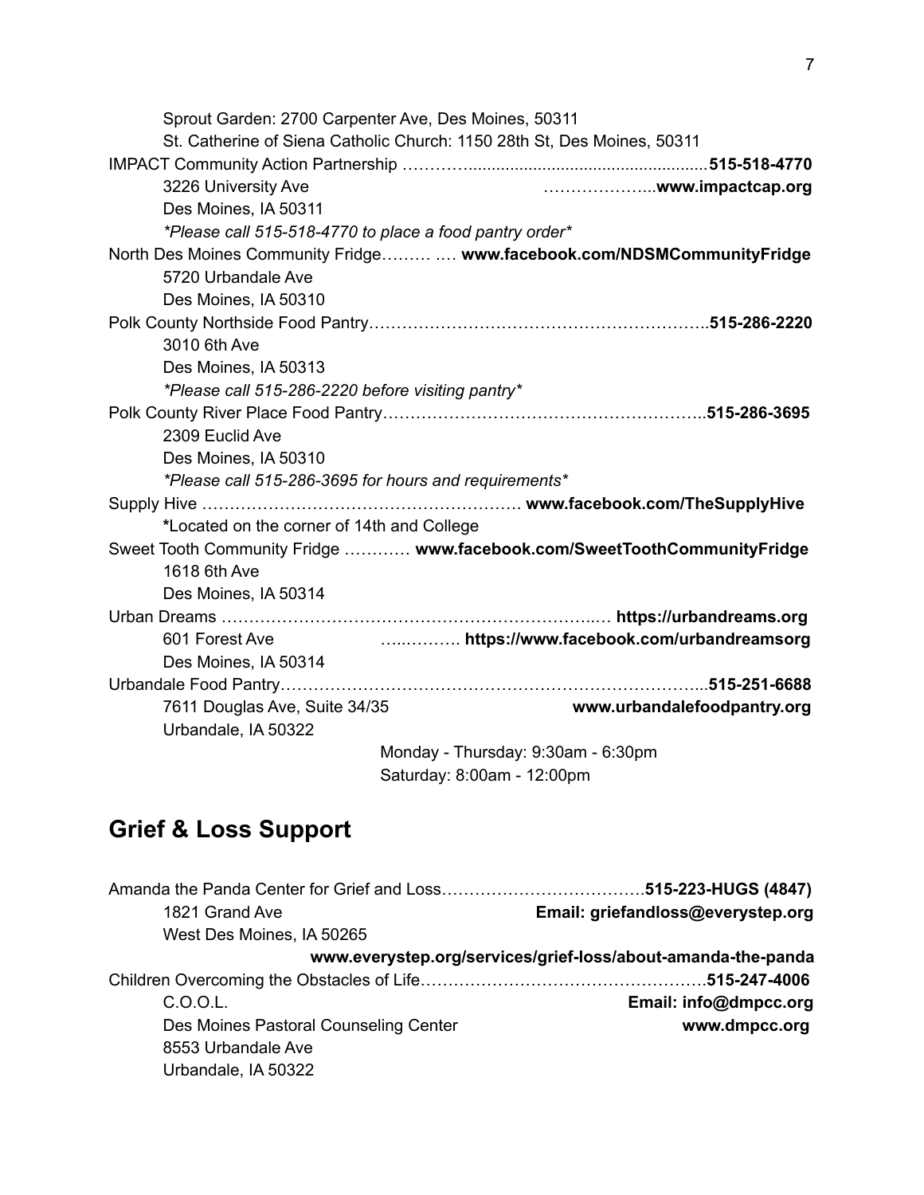Sprout Garden: 2700 Carpenter Ave, Des Moines, 50311
St. Catherine of Siena Catholic Church: 1150 28th St, Des Moines, 50311

IMPACT Community Action Partnership ……………………………………………………**515-518-4770**
3226 University Ave ……………………**www.impactcap.org**
Des Moines, IA 50311
*\*Please call 515-518-4770 to place a food pantry order\**

North Des Moines Community Fridge……… …. **www.facebook.com/NDSMCommunityFridge**
5720 Urbandale Ave
Des Moines, IA 50310

Polk County Northside Food Pantry……………………………………………………..**515-286-2220**
3010 6th Ave
Des Moines, IA 50313
*\*Please call 515-286-2220 before visiting pantry\**

Polk County River Place Food Pantry…………………………………………………..**515-286-3695**
2309 Euclid Ave
Des Moines, IA 50310
*\*Please call 515-286-3695 for hours and requirements\**

Supply Hive ………………………………………………… **www.facebook.com/TheSupplyHive**
**\***Located on the corner of 14th and College

Sweet Tooth Community Fridge ………… **www.facebook.com/SweetToothCommunityFridge**
1618 6th Ave
Des Moines, IA 50314

Urban Dreams …………………………………………………………..… **https://urbandreams.org**
601 Forest Ave …..………. **https://www.facebook.com/urbandreamsorg**
Des Moines, IA 50314

Urbandale Food Pantry…………………………………………………………………...**515-251-6688**
7611 Douglas Ave, Suite 34/35 **www.urbandalefoodpantry.org**
Urbandale, IA 50322
Monday - Thursday: 9:30am - 6:30pm
Saturday: 8:00am - 12:00pm

## Grief & Loss Support

Amanda the Panda Center for Grief and Loss……………………………….**515-223-HUGS (4847)**
1821 Grand Ave **Email: griefandloss@everystep.org**
West Des Moines, IA 50265
**www.everystep.org/services/grief-loss/about-amanda-the-panda**

Children Overcoming the Obstacles of Life…………………………………………….**515-247-4006**
C.O.O.L. **Email: info@dmpcc.org**
Des Moines Pastoral Counseling Center **www.dmpcc.org**
8553 Urbandale Ave
Urbandale, IA 50322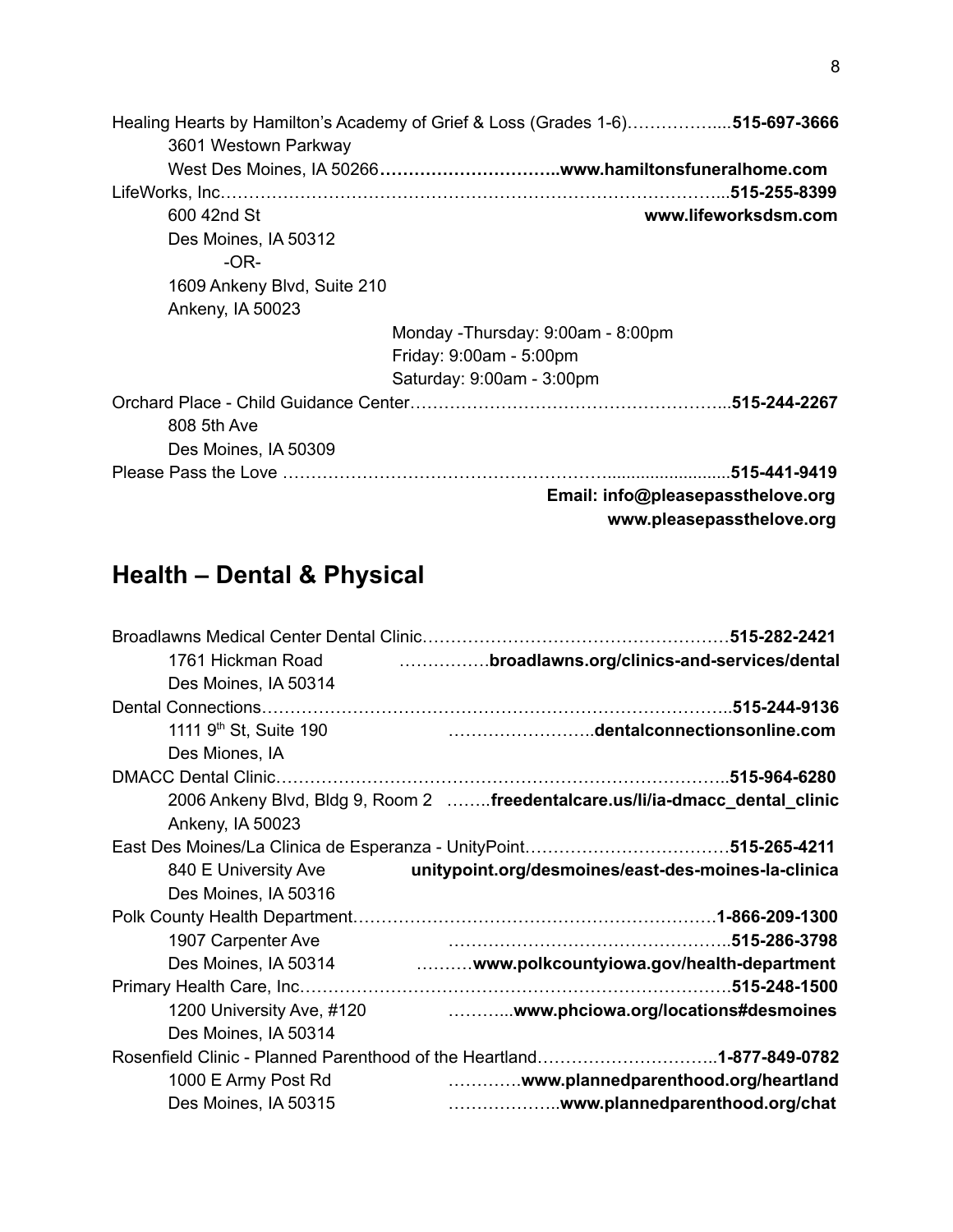Healing Hearts by Hamilton's Academy of Grief & Loss (Grades 1-6)……………....**515-697-3666**
3601 Westown Parkway
West Des Moines, IA 50266…………………………..**www.hamiltonsfuneralhome.com**

LifeWorks, Inc……………………………………………………………………………...**515-255-8399**
600 42nd St **www.lifeworksdsm.com**
Des Moines, IA 50312
-OR-
1609 Ankeny Blvd, Suite 210
Ankeny, IA 50023
Monday -Thursday: 9:00am - 8:00pm
Friday: 9:00am - 5:00pm
Saturday: 9:00am - 3:00pm

Orchard Place - Child Guidance Center………………………………………………..**515-244-2267**
808 5th Ave
Des Moines, IA 50309

Please Pass the Love ……………………………………………….........................**515-441-9419**
**Email: info@pleasepassthelove.org**
**www.pleasepassthelove.org**

## Health – Dental & Physical

Broadlawns Medical Center Dental Clinic………………………………………………**515-282-2421**
1761 Hickman Road …………….**broadlawns.org/clinics-and-services/dental**
Des Moines, IA 50314

Dental Connections………………………………………………………………………..**515-244-9136**
1111 9th St, Suite 190 ……………………..**dentalconnectionsonline.com**
Des Miones, IA

DMACC Dental Clinic……………………………………………………………………..**515-964-6280**
2006 Ankeny Blvd, Bldg 9, Room 2 ……..**freedentalcare.us/li/ia-dmacc_dental_clinic**
Ankeny, IA 50023

East Des Moines/La Clinica de Esperanza - UnityPoint………………………………**515-265-4211**
840 E University Ave **unitypoint.org/desmoines/east-des-moines-la-clinica**
Des Moines, IA 50316

Polk County Health Department…………………………………………………………**1-866-209-1300**
1907 Carpenter Ave …………………………………………..**515-286-3798**
Des Moines, IA 50314 ……….**www.polkcountyiowa.gov/health-department**

Primary Health Care, Inc…………………………………………………………………**515-248-1500**
1200 University Ave, #120 ………...**www.phciowa.org/locations#desmoines**
Des Moines, IA 50314

Rosenfield Clinic - Planned Parenthood of the Heartland…………………………..**1-877-849-0782**
1000 E Army Post Rd ………….**www.plannedparenthood.org/heartland**
Des Moines, IA 50315 ………………..**www.plannedparenthood.org/chat**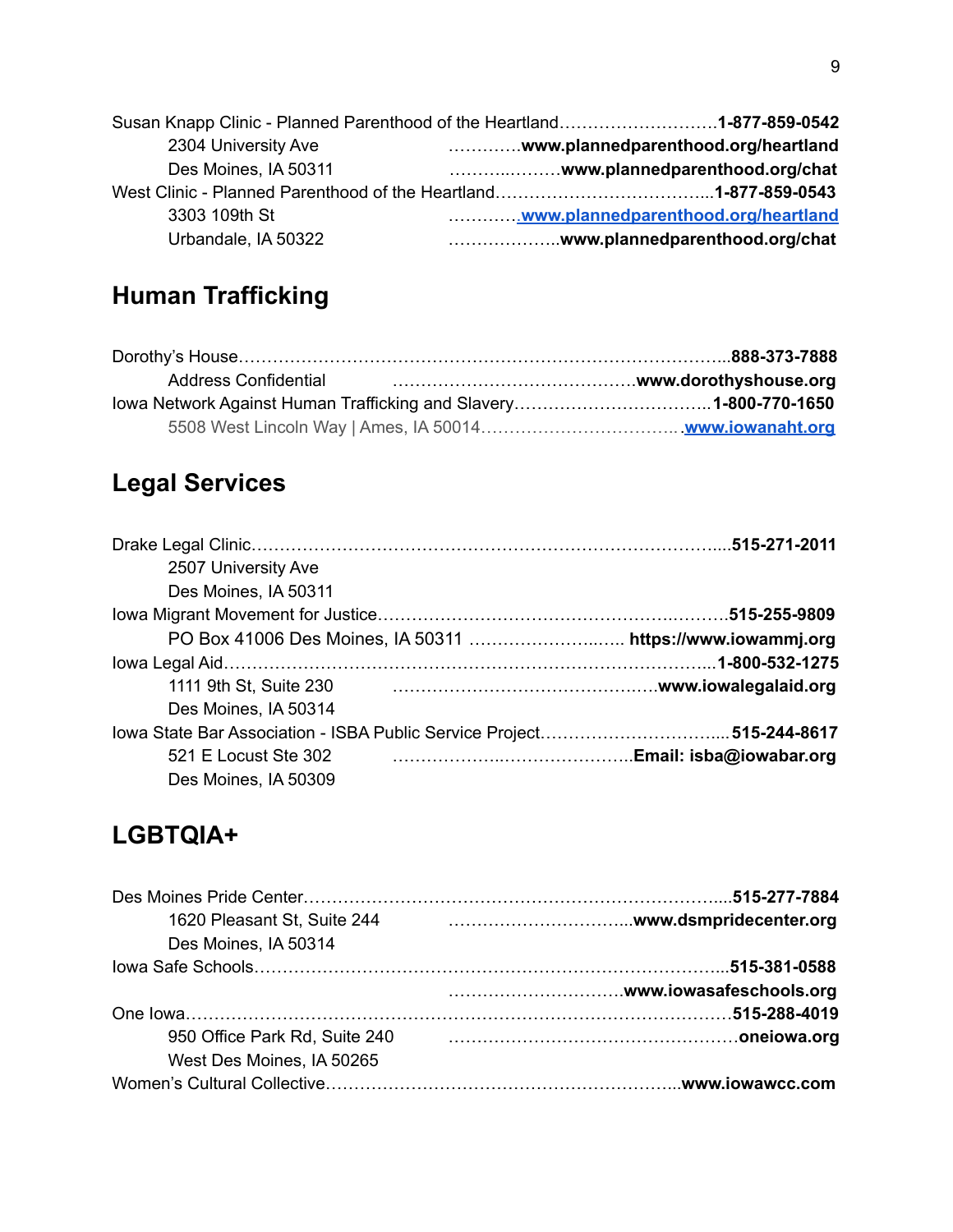Susan Knapp Clinic - Planned Parenthood of the Heartland……………………….**1-877-859-0542**

2304 University Ave ………….**www.plannedparenthood.org/heartland**

Des Moines, IA 50311 ………..………**www.plannedparenthood.org/chat**

West Clinic - Planned Parenthood of the Heartland………………………………...**1-877-859-0543**

3303 109th St …………**[www.plannedparenthood.org/heartland](http://www.plannedparenthood.org/heartland)**

Urbandale, IA 50322 ………………..**www.plannedparenthood.org/chat**

## Human Trafficking

Dorothy's House…………………………………………………………………………..**888-373-7888**

Address Confidential ……………………………………**www.dorothyshouse.org**

Iowa Network Against Human Trafficking and Slavery……………………………..**1-800-770-1650**

5508 West Lincoln Way | Ames, IA 50014……………………………..**[www.iowanaht.org](http://www.iowanaht.org)**

## Legal Services

Drake Legal Clinic…………………………………………………………………………....**515-271-2011**

2507 University Ave

Des Moines, IA 50311

Iowa Migrant Movement for Justice…………………………………………….……….**515-255-9809**

PO Box 41006 Des Moines, IA 50311 ……………………..….. **https://www.iowammj.org**

Iowa Legal Aid………………………………………………………………………….....**1-800-532-1275**

1111 9th St, Suite 230 ………………………………………….**www.iowalegalaid.org**

Des Moines, IA 50314

Iowa State Bar Association - ISBA Public Service Project………………………….... **515-244-8617**

521 E Locust Ste 302 …………………..…………………..**Email: isba@iowabar.org**

Des Moines, IA 50309

## LGBTQIA+

Des Moines Pride Center………………………………………………………………...**515-277-7884**

1620 Pleasant St, Suite 244 …………………………....**www.dsmpridecenter.org**

Des Moines, IA 50314

Iowa Safe Schools………………………………………………………………………...**515-381-0588**

…………………………**www.iowasafeschools.org**

One Iowa……………………………………………………………………………………**515-288-4019**

950 Office Park Rd, Suite 240 ……………………………………………**oneiowa.org**

West Des Moines, IA 50265

Women's Cultural Collective……………………………………………………..**www.iowawcc.com**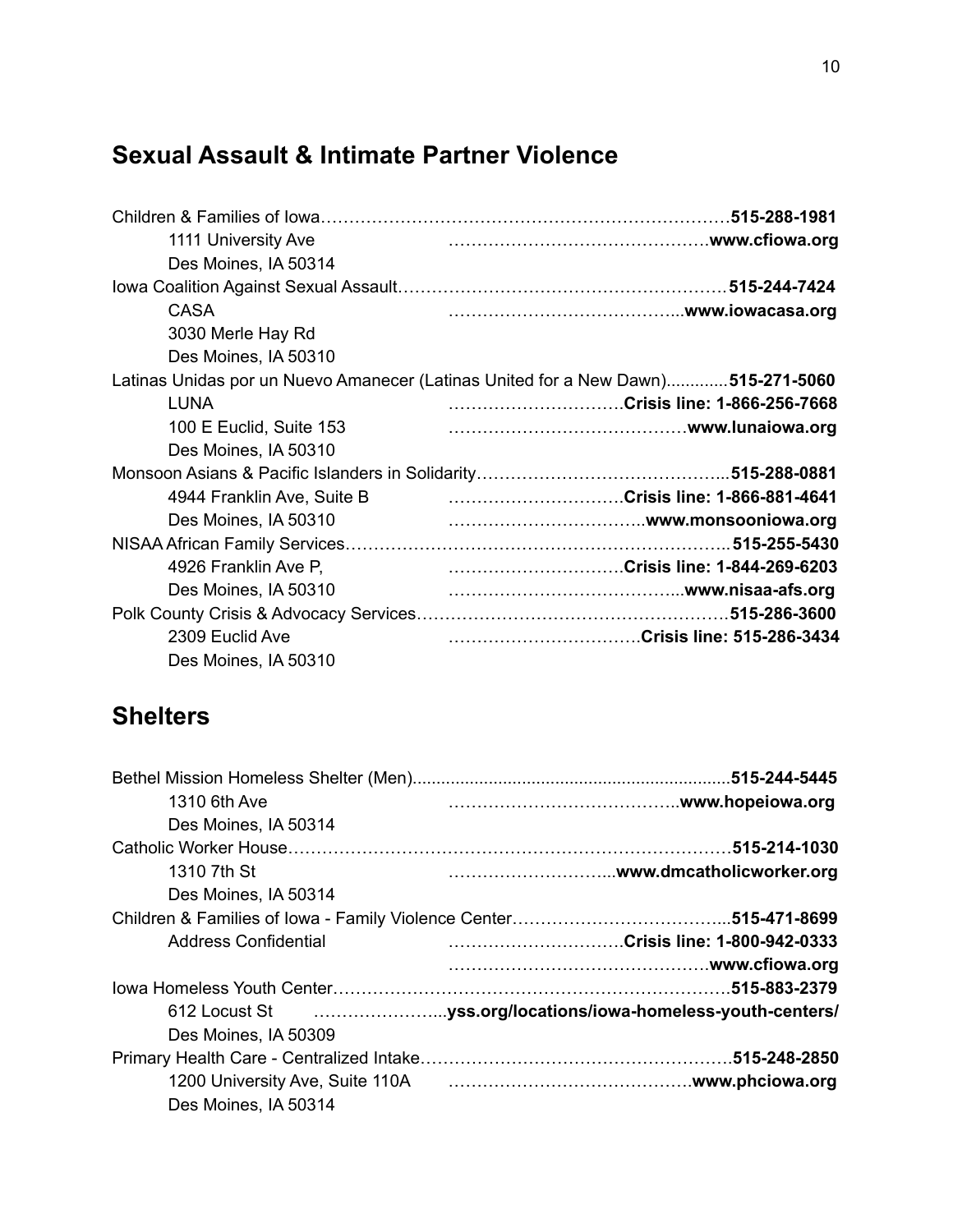## Sexual Assault & Intimate Partner Violence

Children & Families of Iowa……………………………………………………………………**515-288-1981**
1111 University Ave ………………………………………**www.cfiowa.org**
Des Moines, IA 50314

Iowa Coalition Against Sexual Assault…………………………………………………**515-244-7424**
CASA …………………………………...**www.iowacasa.org**
3030 Merle Hay Rd
Des Moines, IA 50310

Latinas Unidas por un Nuevo Amanecer (Latinas United for a New Dawn).............**515-271-5060**
LUNA ………………………….**Crisis line: 1-866-256-7668**
100 E Euclid, Suite 153 ……………………………………**www.lunaiowa.org**
Des Moines, IA 50310

Monsoon Asians & Pacific Islanders in Solidarity……………………………………..**515-288-0881**
4944 Franklin Ave, Suite B ………………………….**Crisis line: 1-866-881-4641**
Des Moines, IA 50310 ……………………………..**www.monsooniowa.org**

NISAA African Family Services…………………………………………………………..**515-255-5430**
4926 Franklin Ave P, ………………………….**Crisis line: 1-844-269-6203**
Des Moines, IA 50310 …………………………………...**www.nisaa-afs.org**

Polk County Crisis & Advocacy Services………………………………………………**515-286-3600**
2309 Euclid Ave ……………………………**Crisis line: 515-286-3434**
Des Moines, IA 50310

## Shelters

Bethel Mission Homeless Shelter (Men)....................................................................**515-244-5445**
1310 6th Ave …………………………………..**www.hopeiowa.org**
Des Moines, IA 50314

Catholic Worker House……………………………………………………………………**515-214-1030**
1310 7th St ………………………...**www.dmcatholicworker.org**
Des Moines, IA 50314

Children & Families of Iowa - Family Violence Center………………………………...**515-471-8699**
Address Confidential ………………………….**Crisis line: 1-800-942-0333**
………………………………………**www.cfiowa.org**

Iowa Homeless Youth Center……………………………………………………………**515-883-2379**
612 Locust St …………………...**yss.org/locations/iowa-homeless-youth-centers/**
Des Moines, IA 50309

Primary Health Care - Centralized Intake………………………………………………**515-248-2850**
1200 University Ave, Suite 110A ……………………………………**www.phciowa.org**
Des Moines, IA 50314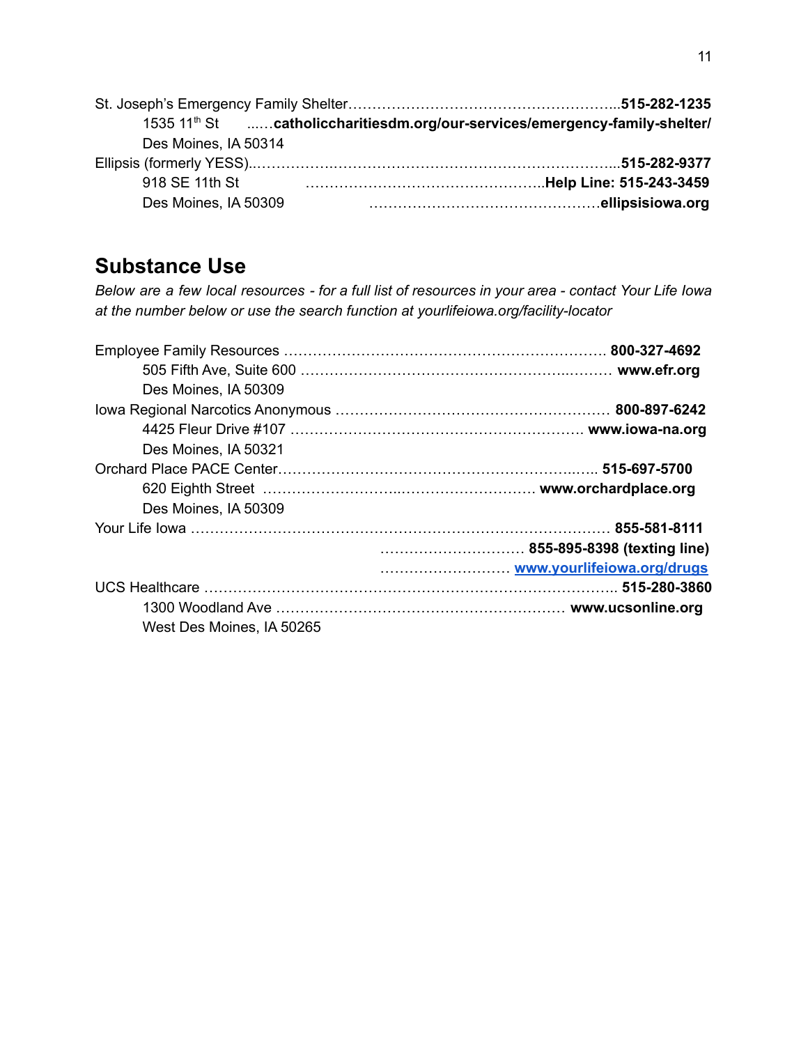St. Joseph's Emergency Family Shelter…………………………………………………..**515-282-1235**
1535 11th St ......**catholiccharitiesdm.org/our-services/emergency-family-shelter/**
Des Moines, IA 50314

Ellipsis (formerly YESS)..…………….……………………………………………………...**515-282-9377**
918 SE 11th St ……………………………………………..**Help Line: 515-243-3459**
Des Moines, IA 50309 ………………………………………….**ellipsisiowa.org**

## Substance Use

*Below are a few local resources - for a full list of resources in your area - contact Your Life Iowa at the number below or use the search function at yourlifeiowa.org/facility-locator*

Employee Family Resources ……………………………………………………………. **800-327-4692**
505 Fifth Ave, Suite 600 ……………………………………………………..……… **www.efr.org**
Des Moines, IA 50309

Iowa Regional Narcotics Anonymous ………………………………………………… **800-897-6242**
4425 Fleur Drive #107 …………………………………………………….. **www.iowa-na.org**
Des Moines, IA 50321

Orchard Place PACE Center……………………………………………………..….. **515-697-5700**
620 Eighth Street ……………………..……………………… **www.orchardplace.org**
Des Moines, IA 50309

Your Life Iowa ……………………………………………………………………… **855-581-8111**
………………………… **855-895-8398 (texting line)**
……………………… **www.yourlifeiowa.org/drugs**

UCS Healthcare ……………………………………………………………………….. **515-280-3860**
1300 Woodland Ave …………………………………………………… **www.ucsonline.org**
West Des Moines, IA 50265